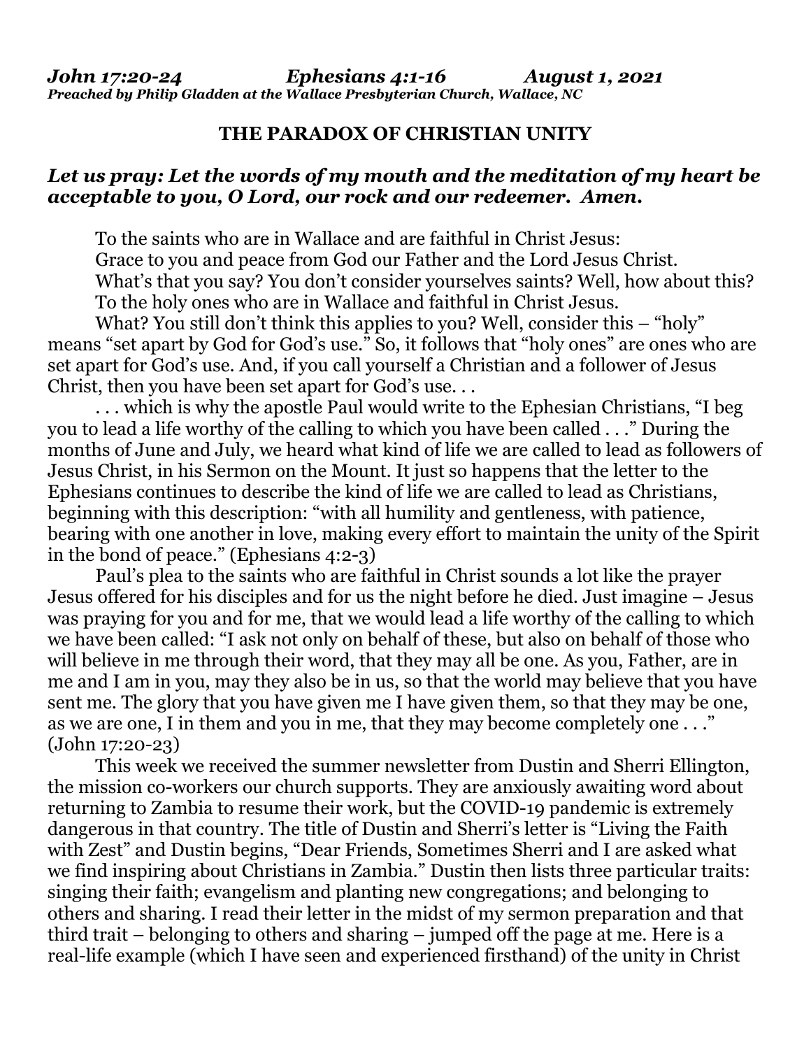***John 17:20-24 Ephesians 4:1-16 August 1, 2021***
***Preached by Philip Gladden at the Wallace Presbyterian Church, Wallace, NC***

**THE PARADOX OF CHRISTIAN UNITY**

***Let us pray: Let the words of my mouth and the meditation of my heart be acceptable to you, O Lord, our rock and our redeemer. Amen.***

To the saints who are in Wallace and are faithful in Christ Jesus:
Grace to you and peace from God our Father and the Lord Jesus Christ.
What's that you say? You don't consider yourselves saints? Well, how about this?
To the holy ones who are in Wallace and faithful in Christ Jesus.

What? You still don't think this applies to you? Well, consider this – "holy" means "set apart by God for God's use." So, it follows that "holy ones" are ones who are set apart for God's use. And, if you call yourself a Christian and a follower of Jesus Christ, then you have been set apart for God's use. . .

. . . which is why the apostle Paul would write to the Ephesian Christians, "I beg you to lead a life worthy of the calling to which you have been called . . ." During the months of June and July, we heard what kind of life we are called to lead as followers of Jesus Christ, in his Sermon on the Mount. It just so happens that the letter to the Ephesians continues to describe the kind of life we are called to lead as Christians, beginning with this description: "with all humility and gentleness, with patience, bearing with one another in love, making every effort to maintain the unity of the Spirit in the bond of peace." (Ephesians 4:2-3)

Paul's plea to the saints who are faithful in Christ sounds a lot like the prayer Jesus offered for his disciples and for us the night before he died. Just imagine – Jesus was praying for you and for me, that we would lead a life worthy of the calling to which we have been called: "I ask not only on behalf of these, but also on behalf of those who will believe in me through their word, that they may all be one. As you, Father, are in me and I am in you, may they also be in us, so that the world may believe that you have sent me. The glory that you have given me I have given them, so that they may be one, as we are one, I in them and you in me, that they may become completely one . . ." (John 17:20-23)

This week we received the summer newsletter from Dustin and Sherri Ellington, the mission co-workers our church supports. They are anxiously awaiting word about returning to Zambia to resume their work, but the COVID-19 pandemic is extremely dangerous in that country. The title of Dustin and Sherri's letter is "Living the Faith with Zest" and Dustin begins, "Dear Friends, Sometimes Sherri and I are asked what we find inspiring about Christians in Zambia." Dustin then lists three particular traits: singing their faith; evangelism and planting new congregations; and belonging to others and sharing. I read their letter in the midst of my sermon preparation and that third trait – belonging to others and sharing – jumped off the page at me. Here is a real-life example (which I have seen and experienced firsthand) of the unity in Christ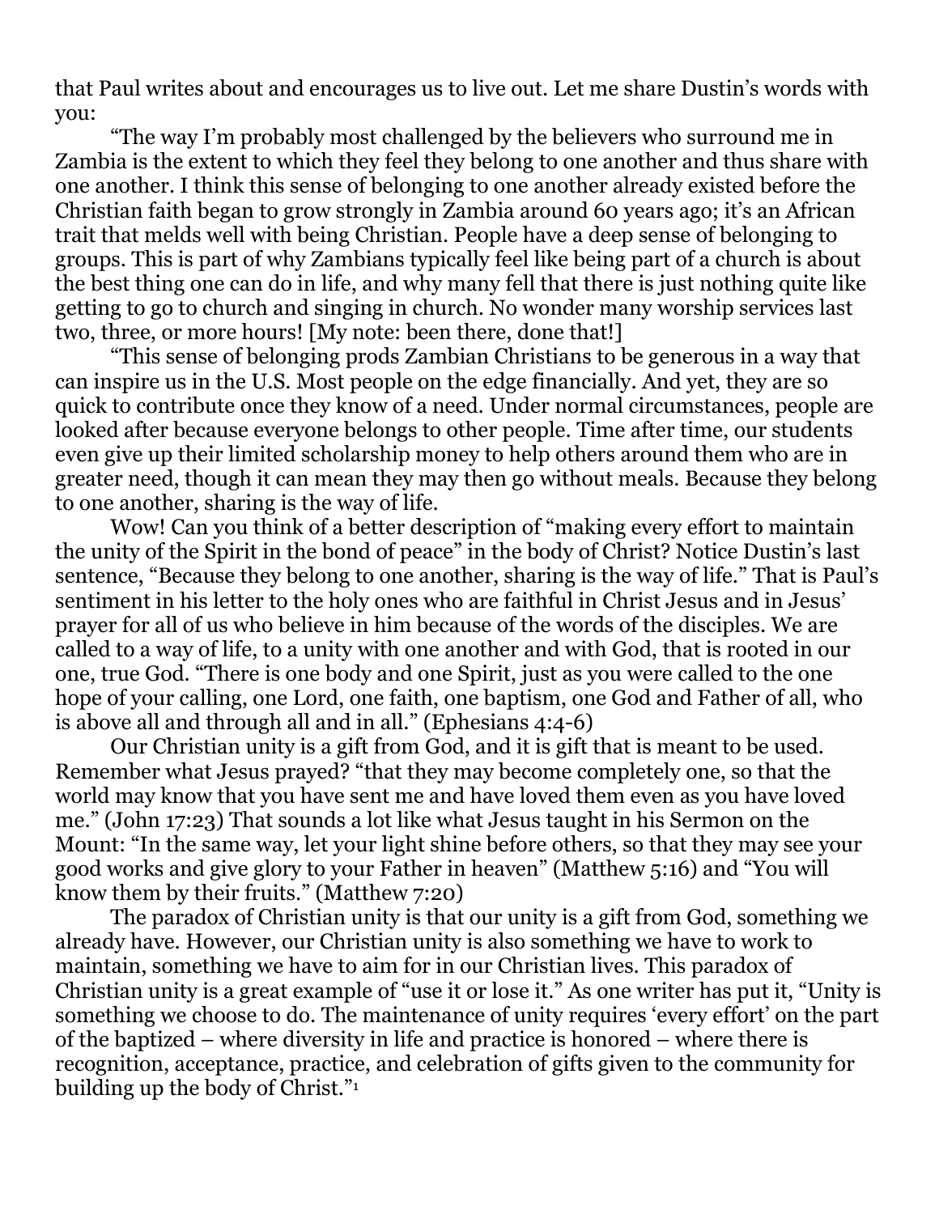that Paul writes about and encourages us to live out. Let me share Dustin's words with you:

"The way I'm probably most challenged by the believers who surround me in Zambia is the extent to which they feel they belong to one another and thus share with one another. I think this sense of belonging to one another already existed before the Christian faith began to grow strongly in Zambia around 60 years ago; it's an African trait that melds well with being Christian. People have a deep sense of belonging to groups. This is part of why Zambians typically feel like being part of a church is about the best thing one can do in life, and why many fell that there is just nothing quite like getting to go to church and singing in church. No wonder many worship services last two, three, or more hours! [My note: been there, done that!]

"This sense of belonging prods Zambian Christians to be generous in a way that can inspire us in the U.S. Most people on the edge financially. And yet, they are so quick to contribute once they know of a need. Under normal circumstances, people are looked after because everyone belongs to other people. Time after time, our students even give up their limited scholarship money to help others around them who are in greater need, though it can mean they may then go without meals. Because they belong to one another, sharing is the way of life.

Wow! Can you think of a better description of "making every effort to maintain the unity of the Spirit in the bond of peace" in the body of Christ? Notice Dustin's last sentence, "Because they belong to one another, sharing is the way of life." That is Paul's sentiment in his letter to the holy ones who are faithful in Christ Jesus and in Jesus' prayer for all of us who believe in him because of the words of the disciples. We are called to a way of life, to a unity with one another and with God, that is rooted in our one, true God. "There is one body and one Spirit, just as you were called to the one hope of your calling, one Lord, one faith, one baptism, one God and Father of all, who is above all and through all and in all." (Ephesians 4:4-6)

Our Christian unity is a gift from God, and it is gift that is meant to be used. Remember what Jesus prayed? "that they may become completely one, so that the world may know that you have sent me and have loved them even as you have loved me." (John 17:23) That sounds a lot like what Jesus taught in his Sermon on the Mount: "In the same way, let your light shine before others, so that they may see your good works and give glory to your Father in heaven" (Matthew 5:16) and "You will know them by their fruits." (Matthew 7:20)

The paradox of Christian unity is that our unity is a gift from God, something we already have. However, our Christian unity is also something we have to work to maintain, something we have to aim for in our Christian lives. This paradox of Christian unity is a great example of "use it or lose it." As one writer has put it, "Unity is something we choose to do. The maintenance of unity requires 'every effort' on the part of the baptized – where diversity in life and practice is honored – where there is recognition, acceptance, practice, and celebration of gifts given to the community for building up the body of Christ."[1]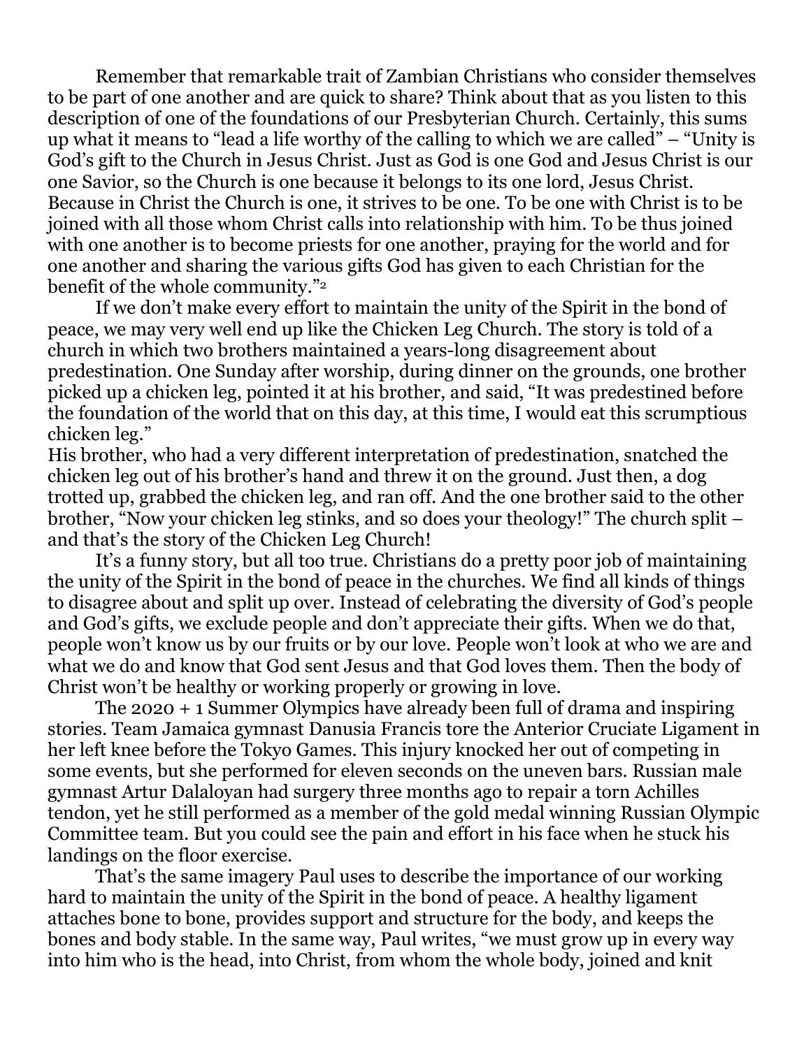Remember that remarkable trait of Zambian Christians who consider themselves to be part of one another and are quick to share? Think about that as you listen to this description of one of the foundations of our Presbyterian Church. Certainly, this sums up what it means to "lead a life worthy of the calling to which we are called" – "Unity is God's gift to the Church in Jesus Christ. Just as God is one God and Jesus Christ is our one Savior, so the Church is one because it belongs to its one lord, Jesus Christ. Because in Christ the Church is one, it strives to be one. To be one with Christ is to be joined with all those whom Christ calls into relationship with him. To be thus joined with one another is to become priests for one another, praying for the world and for one another and sharing the various gifts God has given to each Christian for the benefit of the whole community."[2]

If we don't make every effort to maintain the unity of the Spirit in the bond of peace, we may very well end up like the Chicken Leg Church. The story is told of a church in which two brothers maintained a years-long disagreement about predestination. One Sunday after worship, during dinner on the grounds, one brother picked up a chicken leg, pointed it at his brother, and said, "It was predestined before the foundation of the world that on this day, at this time, I would eat this scrumptious chicken leg."

His brother, who had a very different interpretation of predestination, snatched the chicken leg out of his brother's hand and threw it on the ground. Just then, a dog trotted up, grabbed the chicken leg, and ran off. And the one brother said to the other brother, "Now your chicken leg stinks, and so does your theology!" The church split – and that's the story of the Chicken Leg Church!

It's a funny story, but all too true. Christians do a pretty poor job of maintaining the unity of the Spirit in the bond of peace in the churches. We find all kinds of things to disagree about and split up over. Instead of celebrating the diversity of God's people and God's gifts, we exclude people and don't appreciate their gifts. When we do that, people won't know us by our fruits or by our love. People won't look at who we are and what we do and know that God sent Jesus and that God loves them. Then the body of Christ won't be healthy or working properly or growing in love.

The 2020 + 1 Summer Olympics have already been full of drama and inspiring stories. Team Jamaica gymnast Danusia Francis tore the Anterior Cruciate Ligament in her left knee before the Tokyo Games. This injury knocked her out of competing in some events, but she performed for eleven seconds on the uneven bars. Russian male gymnast Artur Dalaloyan had surgery three months ago to repair a torn Achilles tendon, yet he still performed as a member of the gold medal winning Russian Olympic Committee team. But you could see the pain and effort in his face when he stuck his landings on the floor exercise.

That's the same imagery Paul uses to describe the importance of our working hard to maintain the unity of the Spirit in the bond of peace. A healthy ligament attaches bone to bone, provides support and structure for the body, and keeps the bones and body stable. In the same way, Paul writes, "we must grow up in every way into him who is the head, into Christ, from whom the whole body, joined and knit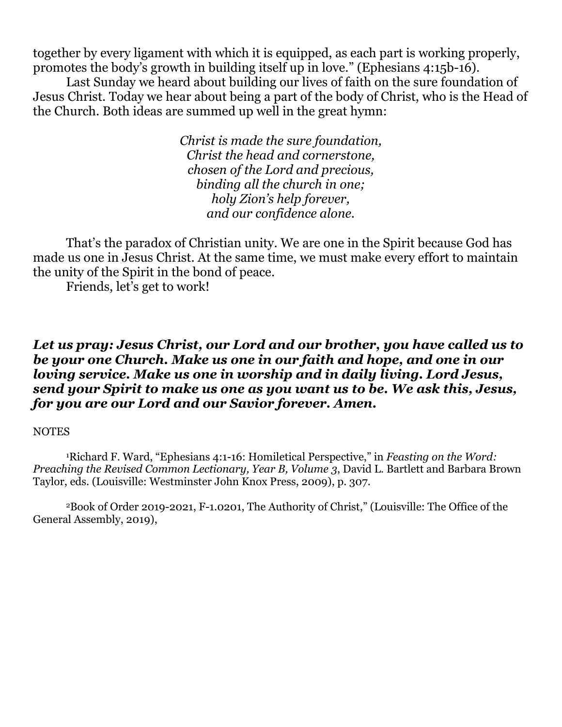together by every ligament with which it is equipped, as each part is working properly, promotes the body's growth in building itself up in love." (Ephesians 4:15b-16).

Last Sunday we heard about building our lives of faith on the sure foundation of Jesus Christ. Today we hear about being a part of the body of Christ, who is the Head of the Church. Both ideas are summed up well in the great hymn:

*Christ is made the sure foundation,*
*Christ the head and cornerstone,*
*chosen of the Lord and precious,*
*binding all the church in one;*
*holy Zion's help forever,*
*and our confidence alone.*

That's the paradox of Christian unity. We are one in the Spirit because God has made us one in Jesus Christ. At the same time, we must make every effort to maintain the unity of the Spirit in the bond of peace.

Friends, let's get to work!

***Let us pray: Jesus Christ, our Lord and our brother, you have called us to be your one Church. Make us one in our faith and hope, and one in our loving service. Make us one in worship and in daily living. Lord Jesus, send your Spirit to make us one as you want us to be. We ask this, Jesus, for you are our Lord and our Savior forever. Amen.***

NOTES

[1]Richard F. Ward, "Ephesians 4:1-16: Homiletical Perspective," in *Feasting on the Word: Preaching the Revised Common Lectionary, Year B, Volume 3*, David L. Bartlett and Barbara Brown Taylor, eds. (Louisville: Westminster John Knox Press, 2009), p. 307.

[2]Book of Order 2019-2021, F-1.0201, The Authority of Christ," (Louisville: The Office of the General Assembly, 2019),